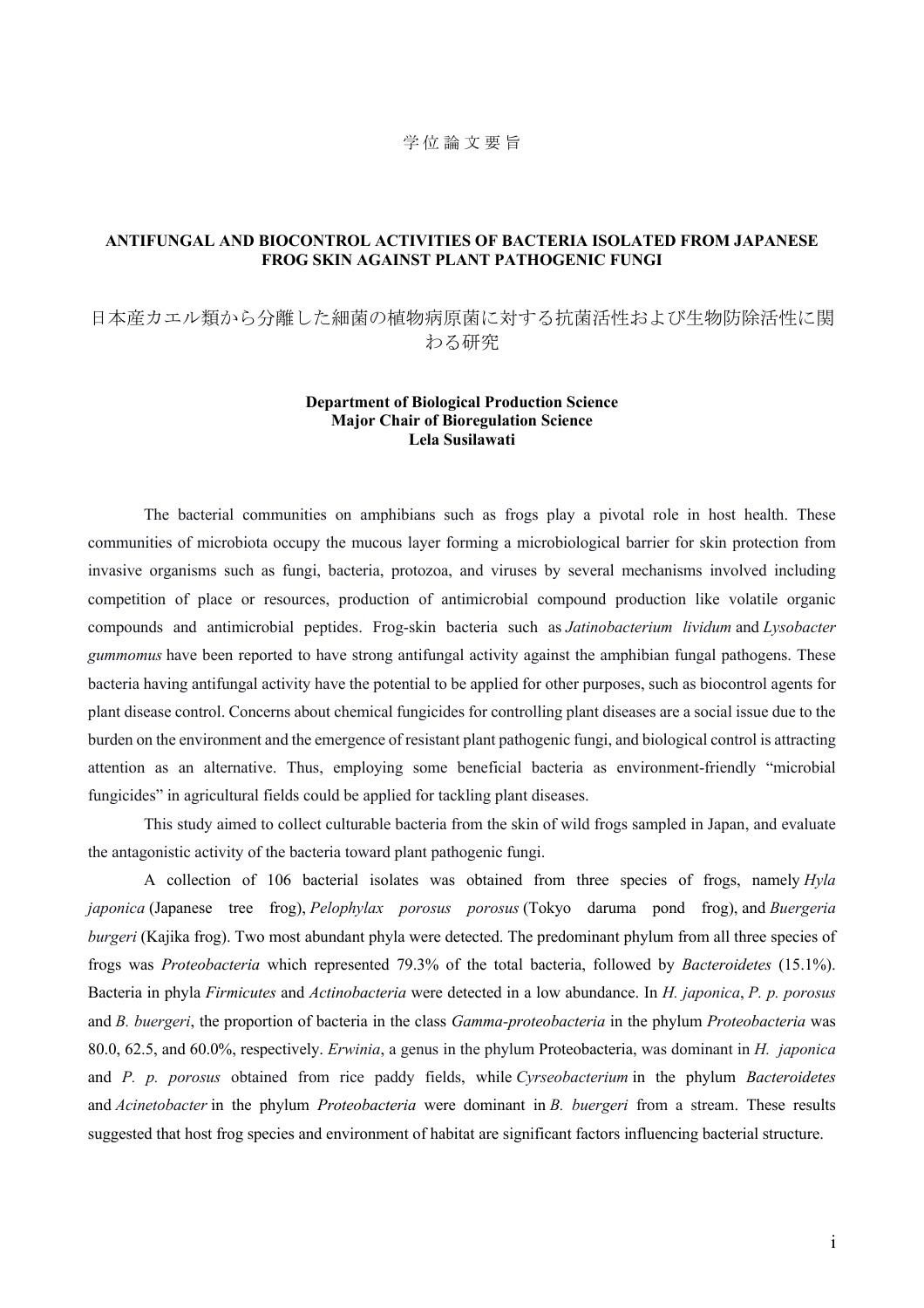学 位 論 文 要 旨

# ANTIFUNGAL AND BIOCONTROL ACTIVITIES OF BACTERIA ISOLATED FROM JAPANESE FROG SKIN AGAINST PLANT PATHOGENIC FUNGI

# 日本産カエル類から分離した細菌の植物病原菌に対する抗菌活性および生物防除活性に関わる研究

**Department of Biological Production Science**
**Major Chair of Bioregulation Science**
**Lela Susilawati**

The bacterial communities on amphibians such as frogs play a pivotal role in host health. These communities of microbiota occupy the mucous layer forming a microbiological barrier for skin protection from invasive organisms such as fungi, bacteria, protozoa, and viruses by several mechanisms involved including competition of place or resources, production of antimicrobial compound production like volatile organic compounds and antimicrobial peptides. Frog-skin bacteria such as *Jatinobacterium lividum* and *Lysobacter gummomus* have been reported to have strong antifungal activity against the amphibian fungal pathogens. These bacteria having antifungal activity have the potential to be applied for other purposes, such as biocontrol agents for plant disease control. Concerns about chemical fungicides for controlling plant diseases are a social issue due to the burden on the environment and the emergence of resistant plant pathogenic fungi, and biological control is attracting attention as an alternative. Thus, employing some beneficial bacteria as environment-friendly "microbial fungicides" in agricultural fields could be applied for tackling plant diseases.

This study aimed to collect culturable bacteria from the skin of wild frogs sampled in Japan, and evaluate the antagonistic activity of the bacteria toward plant pathogenic fungi.

A collection of 106 bacterial isolates was obtained from three species of frogs, namely *Hyla japonica* (Japanese tree frog), *Pelophylax porosus porosus* (Tokyo daruma pond frog), and *Buergeria burgeri* (Kajika frog). Two most abundant phyla were detected. The predominant phylum from all three species of frogs was *Proteobacteria* which represented 79.3% of the total bacteria, followed by *Bacteroidetes* (15.1%). Bacteria in phyla *Firmicutes* and *Actinobacteria* were detected in a low abundance. In *H. japonica*, *P. p. porosus* and *B. buergeri*, the proportion of bacteria in the class *Gamma-proteobacteria* in the phylum *Proteobacteria* was 80.0, 62.5, and 60.0%, respectively. *Erwinia*, a genus in the phylum Proteobacteria, was dominant in *H. japonica* and *P. p. porosus* obtained from rice paddy fields, while *Cyrseobacterium* in the phylum *Bacteroidetes* and *Acinetobacter* in the phylum *Proteobacteria* were dominant in *B. buergeri* from a stream. These results suggested that host frog species and environment of habitat are significant factors influencing bacterial structure.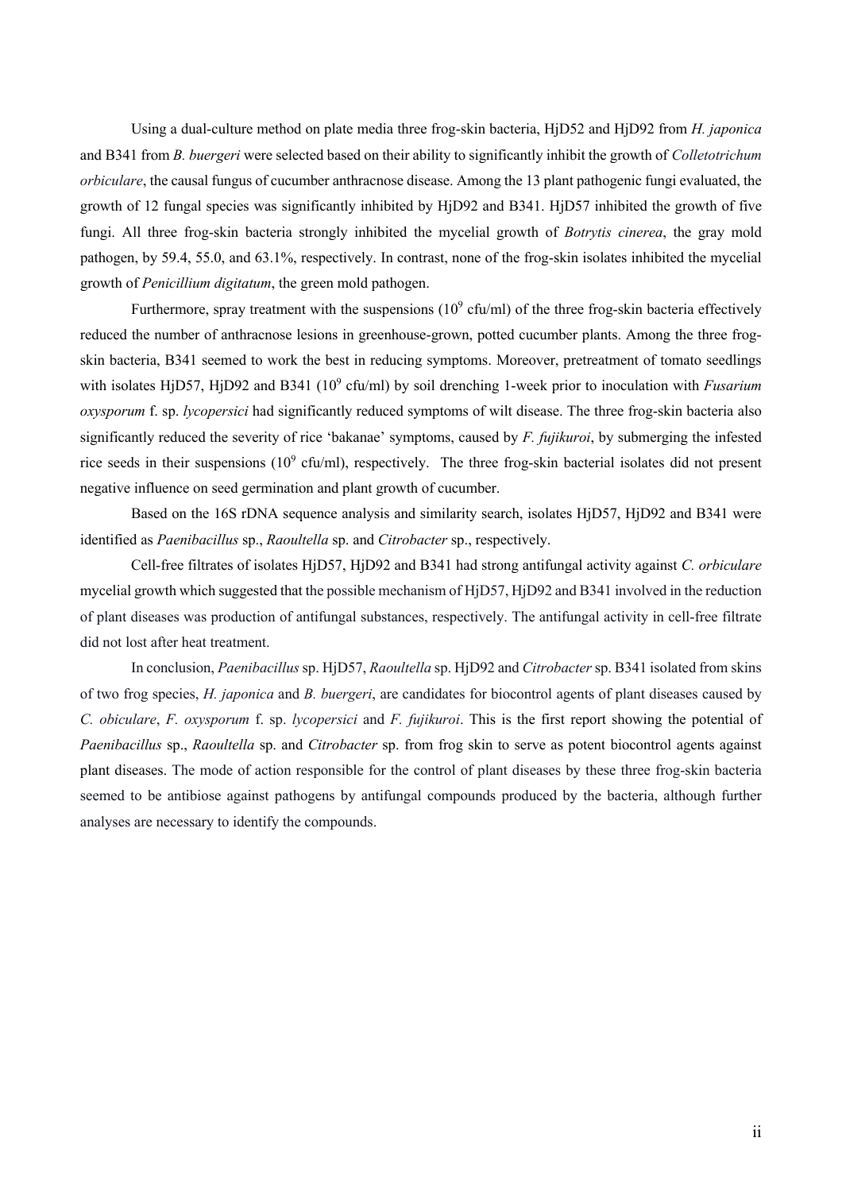Using a dual-culture method on plate media three frog-skin bacteria, HjD52 and HjD92 from *H. japonica* and B341 from *B. buergeri* were selected based on their ability to significantly inhibit the growth of *Colletotrichum orbiculare*, the causal fungus of cucumber anthracnose disease. Among the 13 plant pathogenic fungi evaluated, the growth of 12 fungal species was significantly inhibited by HjD92 and B341. HjD57 inhibited the growth of five fungi. All three frog-skin bacteria strongly inhibited the mycelial growth of *Botrytis cinerea*, the gray mold pathogen, by 59.4, 55.0, and 63.1%, respectively. In contrast, none of the frog-skin isolates inhibited the mycelial growth of *Penicillium digitatum*, the green mold pathogen.

Furthermore, spray treatment with the suspensions ($10^9$ cfu/ml) of the three frog-skin bacteria effectively reduced the number of anthracnose lesions in greenhouse-grown, potted cucumber plants. Among the three frog-skin bacteria, B341 seemed to work the best in reducing symptoms. Moreover, pretreatment of tomato seedlings with isolates HjD57, HjD92 and B341 ($10^9$ cfu/ml) by soil drenching 1-week prior to inoculation with *Fusarium oxysporum* f. sp. *lycopersici* had significantly reduced symptoms of wilt disease. The three frog-skin bacteria also significantly reduced the severity of rice 'bakanae' symptoms, caused by *F. fujikuroi*, by submerging the infested rice seeds in their suspensions ($10^9$ cfu/ml), respectively. The three frog-skin bacterial isolates did not present negative influence on seed germination and plant growth of cucumber.

Based on the 16S rDNA sequence analysis and similarity search, isolates HjD57, HjD92 and B341 were identified as *Paenibacillus* sp., *Raoultella* sp. and *Citrobacter* sp., respectively.

Cell-free filtrates of isolates HjD57, HjD92 and B341 had strong antifungal activity against *C. orbiculare* mycelial growth which suggested that the possible mechanism of HjD57, HjD92 and B341 involved in the reduction of plant diseases was production of antifungal substances, respectively. The antifungal activity in cell-free filtrate did not lost after heat treatment.

In conclusion, *Paenibacillus* sp. HjD57, *Raoultella* sp. HjD92 and *Citrobacter* sp. B341 isolated from skins of two frog species, *H. japonica* and *B. buergeri*, are candidates for biocontrol agents of plant diseases caused by *C. obiculare*, *F. oxysporum* f. sp. *lycopersici* and *F. fujikuroi*. This is the first report showing the potential of *Paenibacillus* sp., *Raoultella* sp. and *Citrobacter* sp. from frog skin to serve as potent biocontrol agents against plant diseases. The mode of action responsible for the control of plant diseases by these three frog-skin bacteria seemed to be antibiose against pathogens by antifungal compounds produced by the bacteria, although further analyses are necessary to identify the compounds.